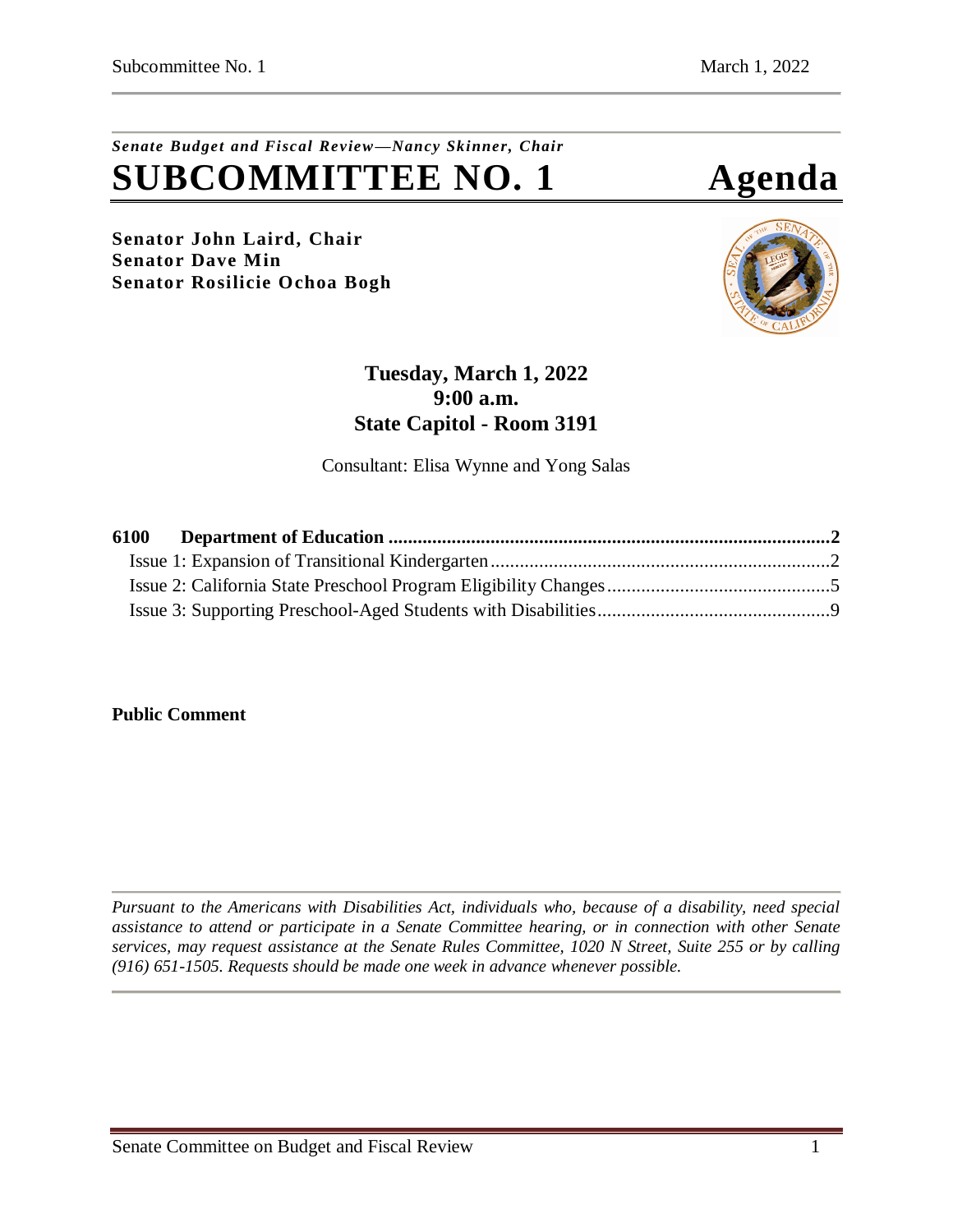*Senate Budget and Fiscal Review—Nancy Skinner, Chair*

# SUBCOMMITTEE NO. 1 Agenda

**Senator John Laird, Chair**
**Senator Dave Min**
**Senator Rosilicie Ochoa Bogh**

**Tuesday, March 1, 2022**
**9:00 a.m.**
**State Capitol - Room 3191**

Consultant: Elisa Wynne and Yong Salas

**6100 Department of Education ..........2**
- Issue 1: Expansion of Transitional Kindergarten ..........2
- Issue 2: California State Preschool Program Eligibility Changes ..........5
- Issue 3: Supporting Preschool-Aged Students with Disabilities ..........9

**Public Comment**

*Pursuant to the Americans with Disabilities Act, individuals who, because of a disability, need special assistance to attend or participate in a Senate Committee hearing, or in connection with other Senate services, may request assistance at the Senate Rules Committee, 1020 N Street, Suite 255 or by calling (916) 651-1505. Requests should be made one week in advance whenever possible.*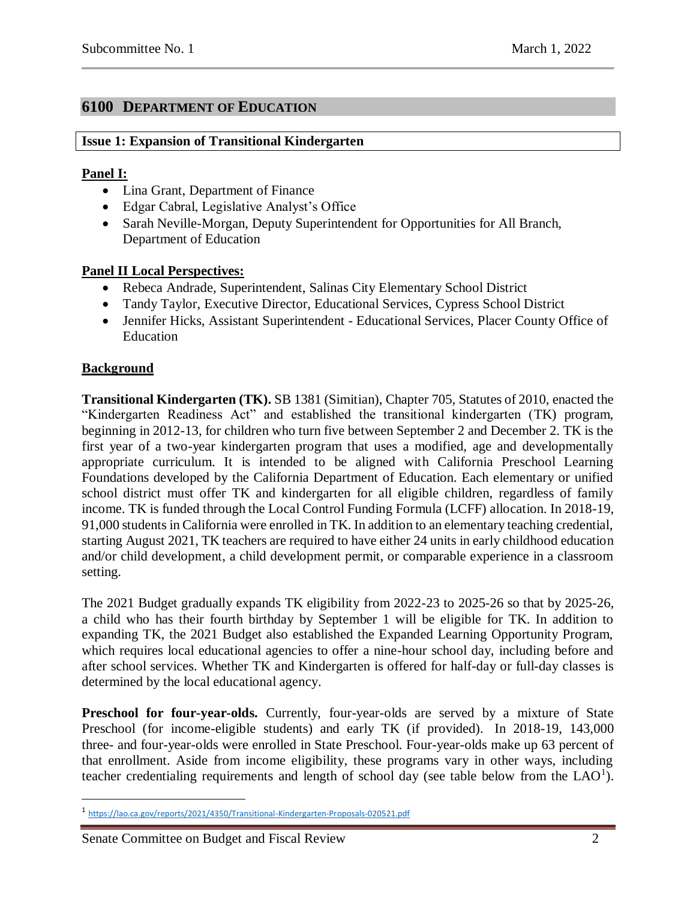## 6100 DEPARTMENT OF EDUCATION

### Issue 1: Expansion of Transitional Kindergarten

**Panel I:**

- Lina Grant, Department of Finance
- Edgar Cabral, Legislative Analyst's Office
- Sarah Neville-Morgan, Deputy Superintendent for Opportunities for All Branch, Department of Education

**Panel II Local Perspectives:**

- Rebeca Andrade, Superintendent, Salinas City Elementary School District
- Tandy Taylor, Executive Director, Educational Services, Cypress School District
- Jennifer Hicks, Assistant Superintendent - Educational Services, Placer County Office of Education

**Background**

**Transitional Kindergarten (TK).** SB 1381 (Simitian), Chapter 705, Statutes of 2010, enacted the "Kindergarten Readiness Act" and established the transitional kindergarten (TK) program, beginning in 2012-13, for children who turn five between September 2 and December 2. TK is the first year of a two-year kindergarten program that uses a modified, age and developmentally appropriate curriculum. It is intended to be aligned with California Preschool Learning Foundations developed by the California Department of Education. Each elementary or unified school district must offer TK and kindergarten for all eligible children, regardless of family income. TK is funded through the Local Control Funding Formula (LCFF) allocation. In 2018-19, 91,000 students in California were enrolled in TK. In addition to an elementary teaching credential, starting August 2021, TK teachers are required to have either 24 units in early childhood education and/or child development, a child development permit, or comparable experience in a classroom setting.

The 2021 Budget gradually expands TK eligibility from 2022-23 to 2025-26 so that by 2025-26, a child who has their fourth birthday by September 1 will be eligible for TK. In addition to expanding TK, the 2021 Budget also established the Expanded Learning Opportunity Program, which requires local educational agencies to offer a nine-hour school day, including before and after school services. Whether TK and Kindergarten is offered for half-day or full-day classes is determined by the local educational agency.

**Preschool for four-year-olds.** Currently, four-year-olds are served by a mixture of State Preschool (for income-eligible students) and early TK (if provided). In 2018-19, 143,000 three- and four-year-olds were enrolled in State Preschool. Four-year-olds make up 63 percent of that enrollment. Aside from income eligibility, these programs vary in other ways, including teacher credentialing requirements and length of school day (see table below from the LAO[1]).

[1] https://lao.ca.gov/reports/2021/4350/Transitional-Kindergarten-Proposals-020521.pdf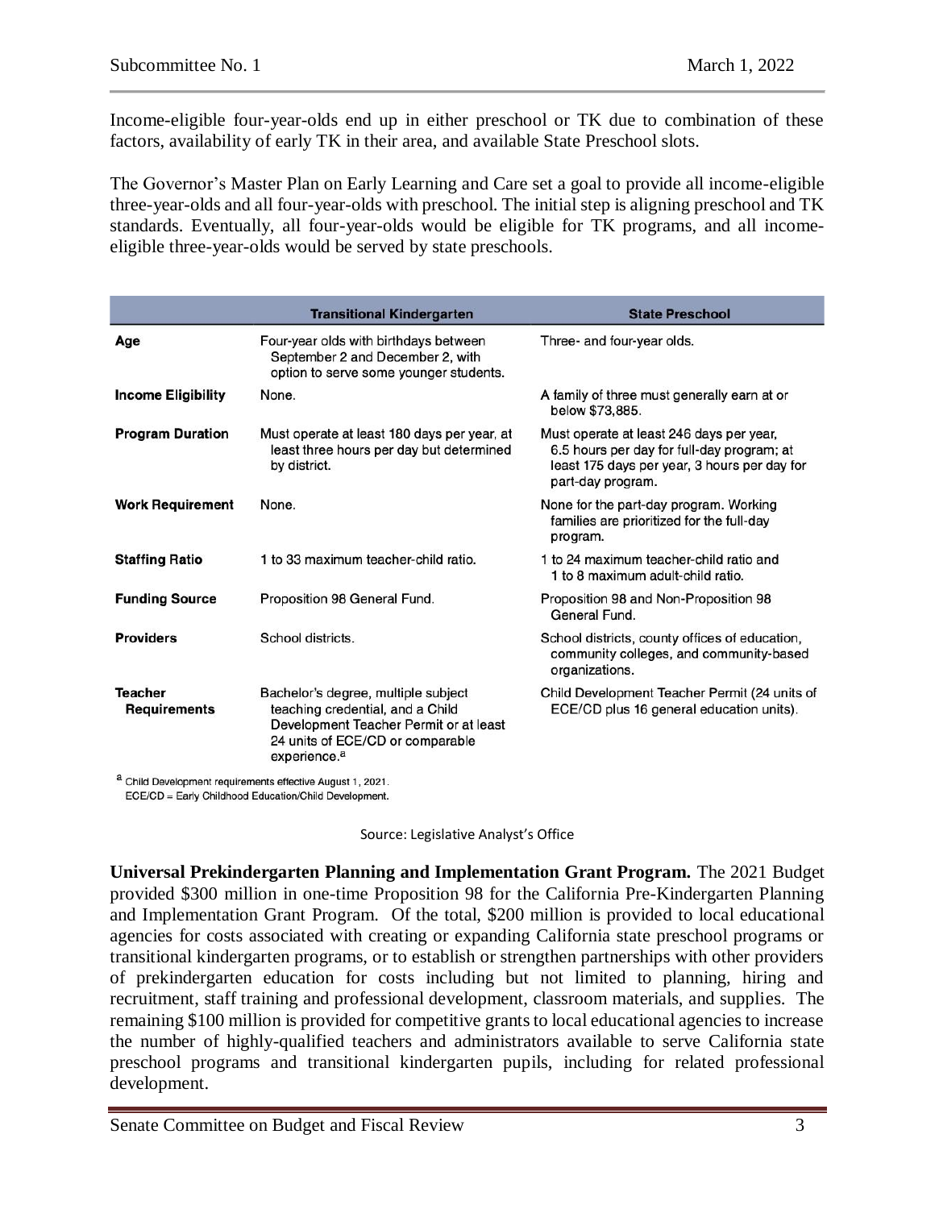Income-eligible four-year-olds end up in either preschool or TK due to combination of these factors, availability of early TK in their area, and available State Preschool slots.

The Governor's Master Plan on Early Learning and Care set a goal to provide all income-eligible three-year-olds and all four-year-olds with preschool. The initial step is aligning preschool and TK standards. Eventually, all four-year-olds would be eligible for TK programs, and all income-eligible three-year-olds would be served by state preschools.

| | Transitional Kindergarten | State Preschool |
|---|---|---|
| **Age** | Four-year olds with birthdays between September 2 and December 2, with option to serve some younger students. | Three- and four-year olds. |
| **Income Eligibility** | None. | A family of three must generally earn at or below $73,885. |
| **Program Duration** | Must operate at least 180 days per year, at least three hours per day but determined by district. | Must operate at least 246 days per year, 6.5 hours per day for full-day program; at least 175 days per year, 3 hours per day for part-day program. |
| **Work Requirement** | None. | None for the part-day program. Working families are prioritized for the full-day program. |
| **Staffing Ratio** | 1 to 33 maximum teacher-child ratio. | 1 to 24 maximum teacher-child ratio and 1 to 8 maximum adult-child ratio. |
| **Funding Source** | Proposition 98 General Fund. | Proposition 98 and Non-Proposition 98 General Fund. |
| **Providers** | School districts. | School districts, county offices of education, community colleges, and community-based organizations. |
| **Teacher Requirements** | Bachelor's degree, multiple subject teaching credential, and a Child Development Teacher Permit or at least 24 units of ECE/CD or comparable experience.[a] | Child Development Teacher Permit (24 units of ECE/CD plus 16 general education units). |

[a] Child Development requirements effective August 1, 2021.
ECE/CD = Early Childhood Education/Child Development.

Source: Legislative Analyst's Office

**Universal Prekindergarten Planning and Implementation Grant Program.** The 2021 Budget provided $300 million in one-time Proposition 98 for the California Pre-Kindergarten Planning and Implementation Grant Program. Of the total, $200 million is provided to local educational agencies for costs associated with creating or expanding California state preschool programs or transitional kindergarten programs, or to establish or strengthen partnerships with other providers of prekindergarten education for costs including but not limited to planning, hiring and recruitment, staff training and professional development, classroom materials, and supplies. The remaining $100 million is provided for competitive grants to local educational agencies to increase the number of highly-qualified teachers and administrators available to serve California state preschool programs and transitional kindergarten pupils, including for related professional development.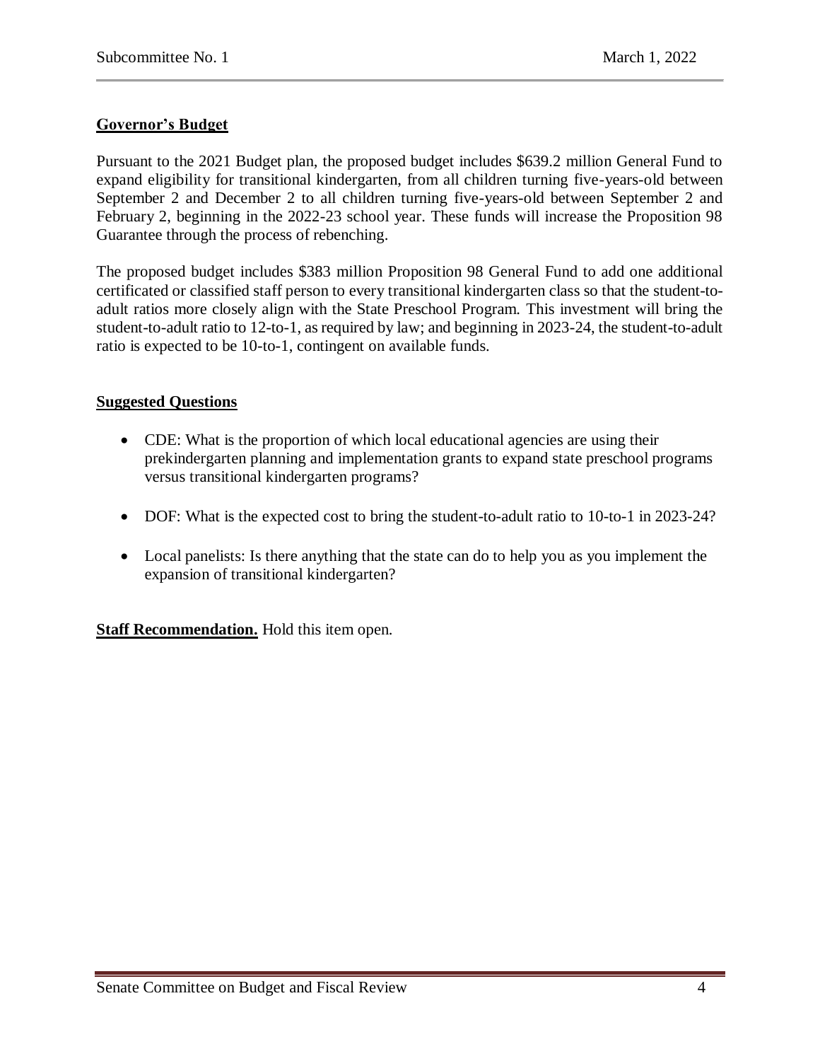**Governor's Budget**

Pursuant to the 2021 Budget plan, the proposed budget includes $639.2 million General Fund to expand eligibility for transitional kindergarten, from all children turning five-years-old between September 2 and December 2 to all children turning five-years-old between September 2 and February 2, beginning in the 2022-23 school year. These funds will increase the Proposition 98 Guarantee through the process of rebenching.

The proposed budget includes $383 million Proposition 98 General Fund to add one additional certificated or classified staff person to every transitional kindergarten class so that the student-to-adult ratios more closely align with the State Preschool Program. This investment will bring the student-to-adult ratio to 12-to-1, as required by law; and beginning in 2023-24, the student-to-adult ratio is expected to be 10-to-1, contingent on available funds.

**Suggested Questions**

- CDE: What is the proportion of which local educational agencies are using their prekindergarten planning and implementation grants to expand state preschool programs versus transitional kindergarten programs?

- DOF: What is the expected cost to bring the student-to-adult ratio to 10-to-1 in 2023-24?

- Local panelists: Is there anything that the state can do to help you as you implement the expansion of transitional kindergarten?

**Staff Recommendation.** Hold this item open.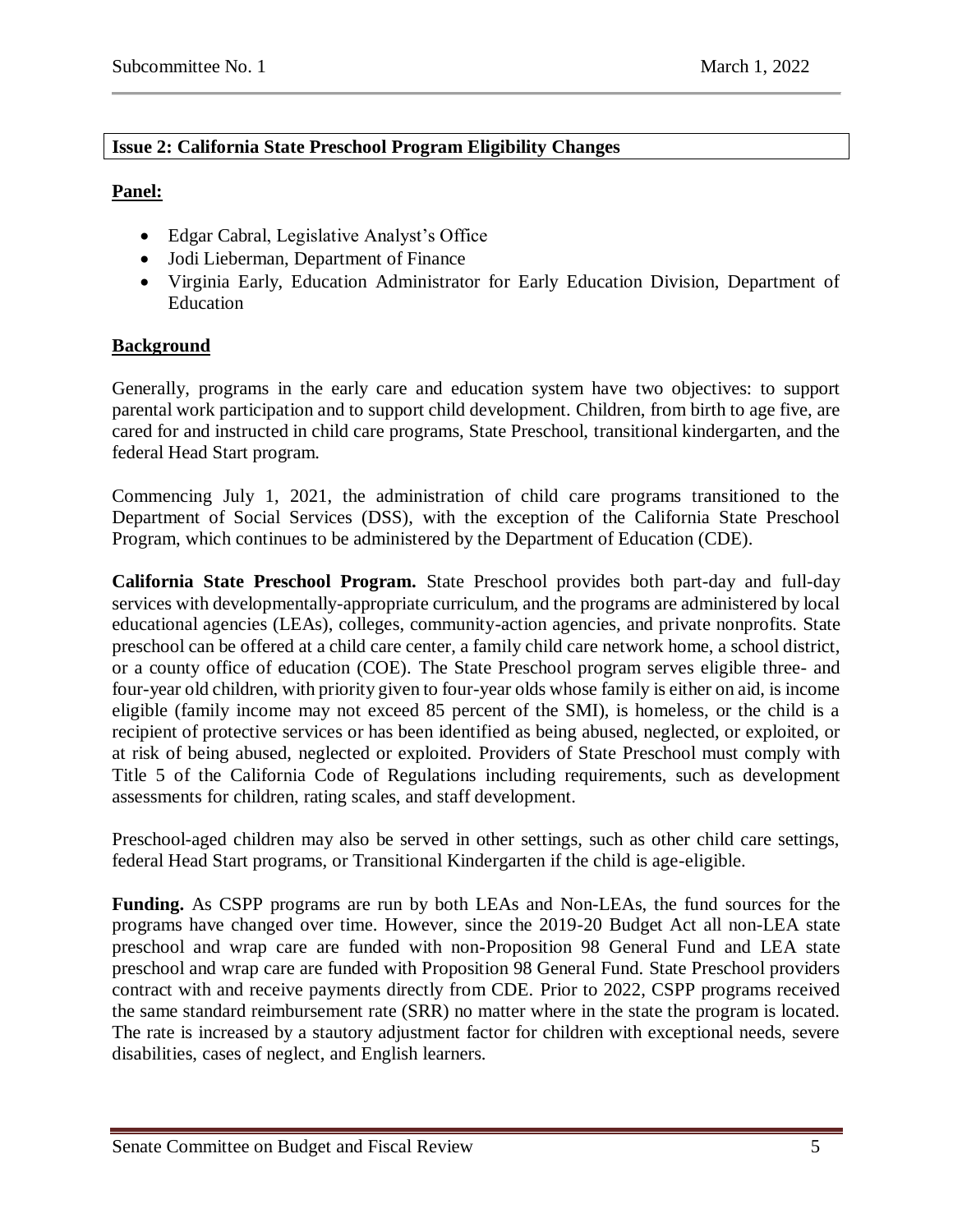## Issue 2: California State Preschool Program Eligibility Changes

**Panel:**

- Edgar Cabral, Legislative Analyst's Office
- Jodi Lieberman, Department of Finance
- Virginia Early, Education Administrator for Early Education Division, Department of Education

**Background**

Generally, programs in the early care and education system have two objectives: to support parental work participation and to support child development. Children, from birth to age five, are cared for and instructed in child care programs, State Preschool, transitional kindergarten, and the federal Head Start program.

Commencing July 1, 2021, the administration of child care programs transitioned to the Department of Social Services (DSS), with the exception of the California State Preschool Program, which continues to be administered by the Department of Education (CDE).

**California State Preschool Program.** State Preschool provides both part-day and full-day services with developmentally-appropriate curriculum, and the programs are administered by local educational agencies (LEAs), colleges, community-action agencies, and private nonprofits. State preschool can be offered at a child care center, a family child care network home, a school district, or a county office of education (COE). The State Preschool program serves eligible three- and four-year old children, with priority given to four-year olds whose family is either on aid, is income eligible (family income may not exceed 85 percent of the SMI), is homeless, or the child is a recipient of protective services or has been identified as being abused, neglected, or exploited, or at risk of being abused, neglected or exploited. Providers of State Preschool must comply with Title 5 of the California Code of Regulations including requirements, such as development assessments for children, rating scales, and staff development.

Preschool-aged children may also be served in other settings, such as other child care settings, federal Head Start programs, or Transitional Kindergarten if the child is age-eligible.

**Funding.** As CSPP programs are run by both LEAs and Non-LEAs, the fund sources for the programs have changed over time. However, since the 2019-20 Budget Act all non-LEA state preschool and wrap care are funded with non-Proposition 98 General Fund and LEA state preschool and wrap care are funded with Proposition 98 General Fund. State Preschool providers contract with and receive payments directly from CDE. Prior to 2022, CSPP programs received the same standard reimbursement rate (SRR) no matter where in the state the program is located. The rate is increased by a stautory adjustment factor for children with exceptional needs, severe disabilities, cases of neglect, and English learners.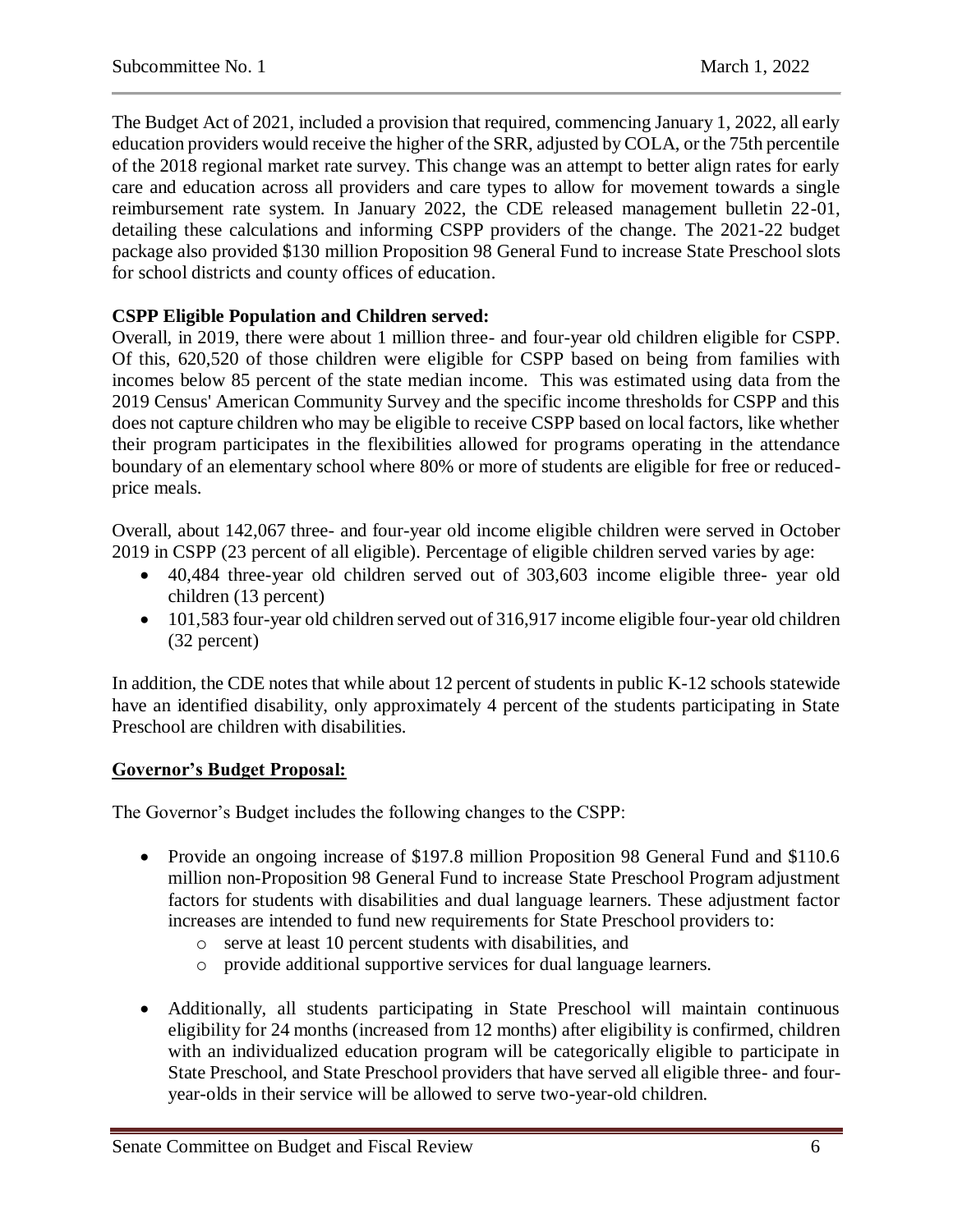The Budget Act of 2021, included a provision that required, commencing January 1, 2022, all early education providers would receive the higher of the SRR, adjusted by COLA, or the 75th percentile of the 2018 regional market rate survey. This change was an attempt to better align rates for early care and education across all providers and care types to allow for movement towards a single reimbursement rate system. In January 2022, the CDE released management bulletin 22-01, detailing these calculations and informing CSPP providers of the change. The 2021-22 budget package also provided $130 million Proposition 98 General Fund to increase State Preschool slots for school districts and county offices of education.

**CSPP Eligible Population and Children served:**

Overall, in 2019, there were about 1 million three- and four-year old children eligible for CSPP. Of this, 620,520 of those children were eligible for CSPP based on being from families with incomes below 85 percent of the state median income. This was estimated using data from the 2019 Census' American Community Survey and the specific income thresholds for CSPP and this does not capture children who may be eligible to receive CSPP based on local factors, like whether their program participates in the flexibilities allowed for programs operating in the attendance boundary of an elementary school where 80% or more of students are eligible for free or reduced-price meals.

Overall, about 142,067 three- and four-year old income eligible children were served in October 2019 in CSPP (23 percent of all eligible). Percentage of eligible children served varies by age:

- 40,484 three-year old children served out of 303,603 income eligible three- year old children (13 percent)
- 101,583 four-year old children served out of 316,917 income eligible four-year old children (32 percent)

In addition, the CDE notes that while about 12 percent of students in public K-12 schools statewide have an identified disability, only approximately 4 percent of the students participating in State Preschool are children with disabilities.

**Governor's Budget Proposal:**

The Governor's Budget includes the following changes to the CSPP:

- Provide an ongoing increase of $197.8 million Proposition 98 General Fund and $110.6 million non-Proposition 98 General Fund to increase State Preschool Program adjustment factors for students with disabilities and dual language learners. These adjustment factor increases are intended to fund new requirements for State Preschool providers to:
  - serve at least 10 percent students with disabilities, and
  - provide additional supportive services for dual language learners.
- Additionally, all students participating in State Preschool will maintain continuous eligibility for 24 months (increased from 12 months) after eligibility is confirmed, children with an individualized education program will be categorically eligible to participate in State Preschool, and State Preschool providers that have served all eligible three- and four-year-olds in their service will be allowed to serve two-year-old children.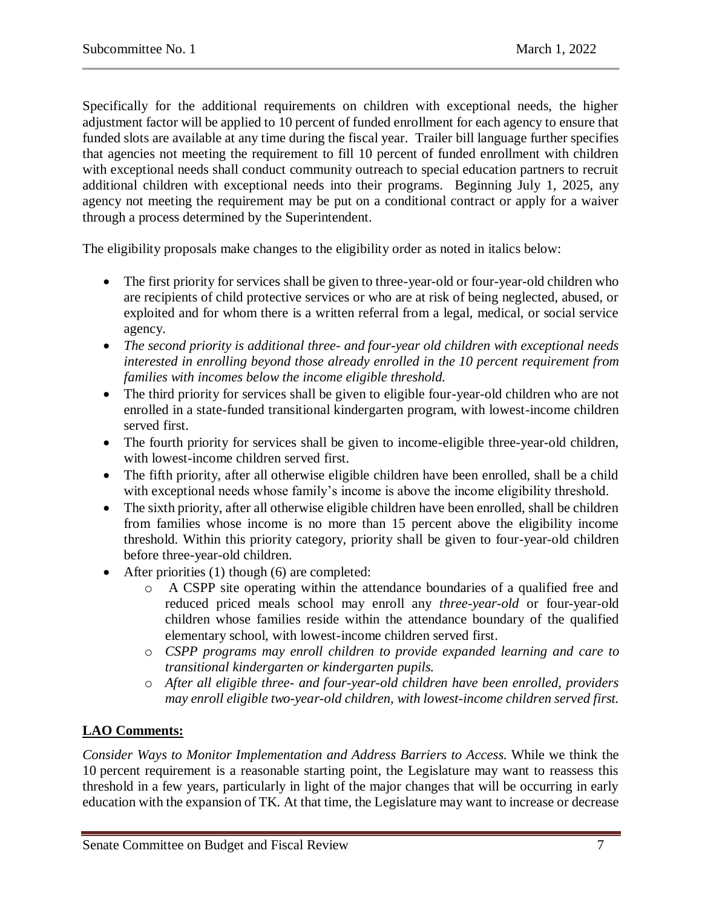Specifically for the additional requirements on children with exceptional needs, the higher adjustment factor will be applied to 10 percent of funded enrollment for each agency to ensure that funded slots are available at any time during the fiscal year. Trailer bill language further specifies that agencies not meeting the requirement to fill 10 percent of funded enrollment with children with exceptional needs shall conduct community outreach to special education partners to recruit additional children with exceptional needs into their programs. Beginning July 1, 2025, any agency not meeting the requirement may be put on a conditional contract or apply for a waiver through a process determined by the Superintendent.

The eligibility proposals make changes to the eligibility order as noted in italics below:

- The first priority for services shall be given to three-year-old or four-year-old children who are recipients of child protective services or who are at risk of being neglected, abused, or exploited and for whom there is a written referral from a legal, medical, or social service agency.
- *The second priority is additional three- and four-year old children with exceptional needs interested in enrolling beyond those already enrolled in the 10 percent requirement from families with incomes below the income eligible threshold.*
- The third priority for services shall be given to eligible four-year-old children who are not enrolled in a state-funded transitional kindergarten program, with lowest-income children served first.
- The fourth priority for services shall be given to income-eligible three-year-old children, with lowest-income children served first.
- The fifth priority, after all otherwise eligible children have been enrolled, shall be a child with exceptional needs whose family's income is above the income eligibility threshold.
- The sixth priority, after all otherwise eligible children have been enrolled, shall be children from families whose income is no more than 15 percent above the eligibility income threshold. Within this priority category, priority shall be given to four-year-old children before three-year-old children.
- After priorities (1) though (6) are completed:
  - A CSPP site operating within the attendance boundaries of a qualified free and reduced priced meals school may enroll any *three-year-old* or four-year-old children whose families reside within the attendance boundary of the qualified elementary school, with lowest-income children served first.
  - *CSPP programs may enroll children to provide expanded learning and care to transitional kindergarten or kindergarten pupils.*
  - *After all eligible three- and four-year-old children have been enrolled, providers may enroll eligible two-year-old children, with lowest-income children served first.*

**LAO Comments:**

*Consider Ways to Monitor Implementation and Address Barriers to Access.* While we think the 10 percent requirement is a reasonable starting point, the Legislature may want to reassess this threshold in a few years, particularly in light of the major changes that will be occurring in early education with the expansion of TK. At that time, the Legislature may want to increase or decrease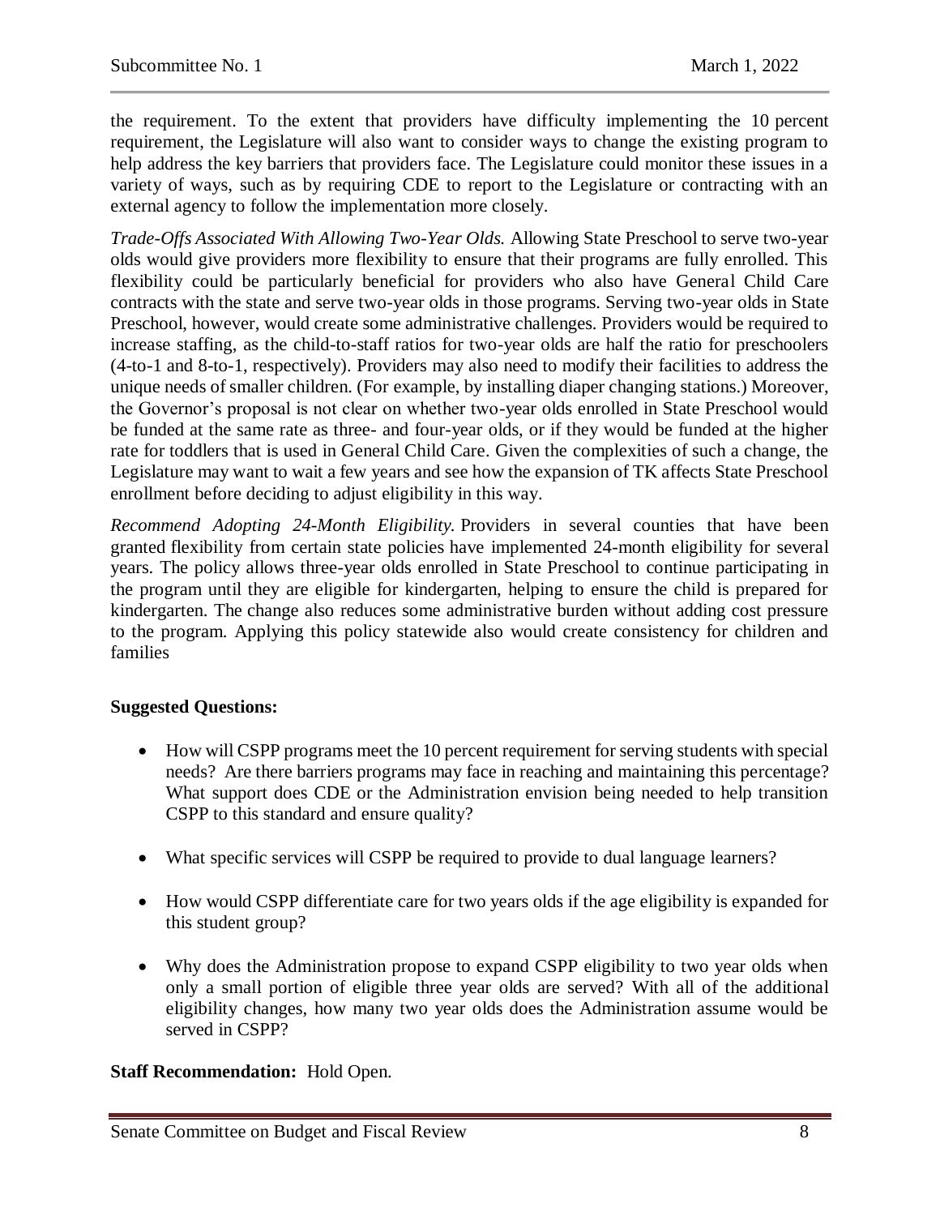the requirement. To the extent that providers have difficulty implementing the 10 percent requirement, the Legislature will also want to consider ways to change the existing program to help address the key barriers that providers face. The Legislature could monitor these issues in a variety of ways, such as by requiring CDE to report to the Legislature or contracting with an external agency to follow the implementation more closely.

*Trade-Offs Associated With Allowing Two-Year Olds.* Allowing State Preschool to serve two-year olds would give providers more flexibility to ensure that their programs are fully enrolled. This flexibility could be particularly beneficial for providers who also have General Child Care contracts with the state and serve two-year olds in those programs. Serving two-year olds in State Preschool, however, would create some administrative challenges. Providers would be required to increase staffing, as the child-to-staff ratios for two-year olds are half the ratio for preschoolers (4-to-1 and 8-to-1, respectively). Providers may also need to modify their facilities to address the unique needs of smaller children. (For example, by installing diaper changing stations.) Moreover, the Governor's proposal is not clear on whether two-year olds enrolled in State Preschool would be funded at the same rate as three- and four-year olds, or if they would be funded at the higher rate for toddlers that is used in General Child Care. Given the complexities of such a change, the Legislature may want to wait a few years and see how the expansion of TK affects State Preschool enrollment before deciding to adjust eligibility in this way.

*Recommend Adopting 24-Month Eligibility.* Providers in several counties that have been granted flexibility from certain state policies have implemented 24-month eligibility for several years. The policy allows three-year olds enrolled in State Preschool to continue participating in the program until they are eligible for kindergarten, helping to ensure the child is prepared for kindergarten. The change also reduces some administrative burden without adding cost pressure to the program. Applying this policy statewide also would create consistency for children and families

**Suggested Questions:**

- How will CSPP programs meet the 10 percent requirement for serving students with special needs? Are there barriers programs may face in reaching and maintaining this percentage? What support does CDE or the Administration envision being needed to help transition CSPP to this standard and ensure quality?

- What specific services will CSPP be required to provide to dual language learners?

- How would CSPP differentiate care for two years olds if the age eligibility is expanded for this student group?

- Why does the Administration propose to expand CSPP eligibility to two year olds when only a small portion of eligible three year olds are served? With all of the additional eligibility changes, how many two year olds does the Administration assume would be served in CSPP?

**Staff Recommendation:** Hold Open.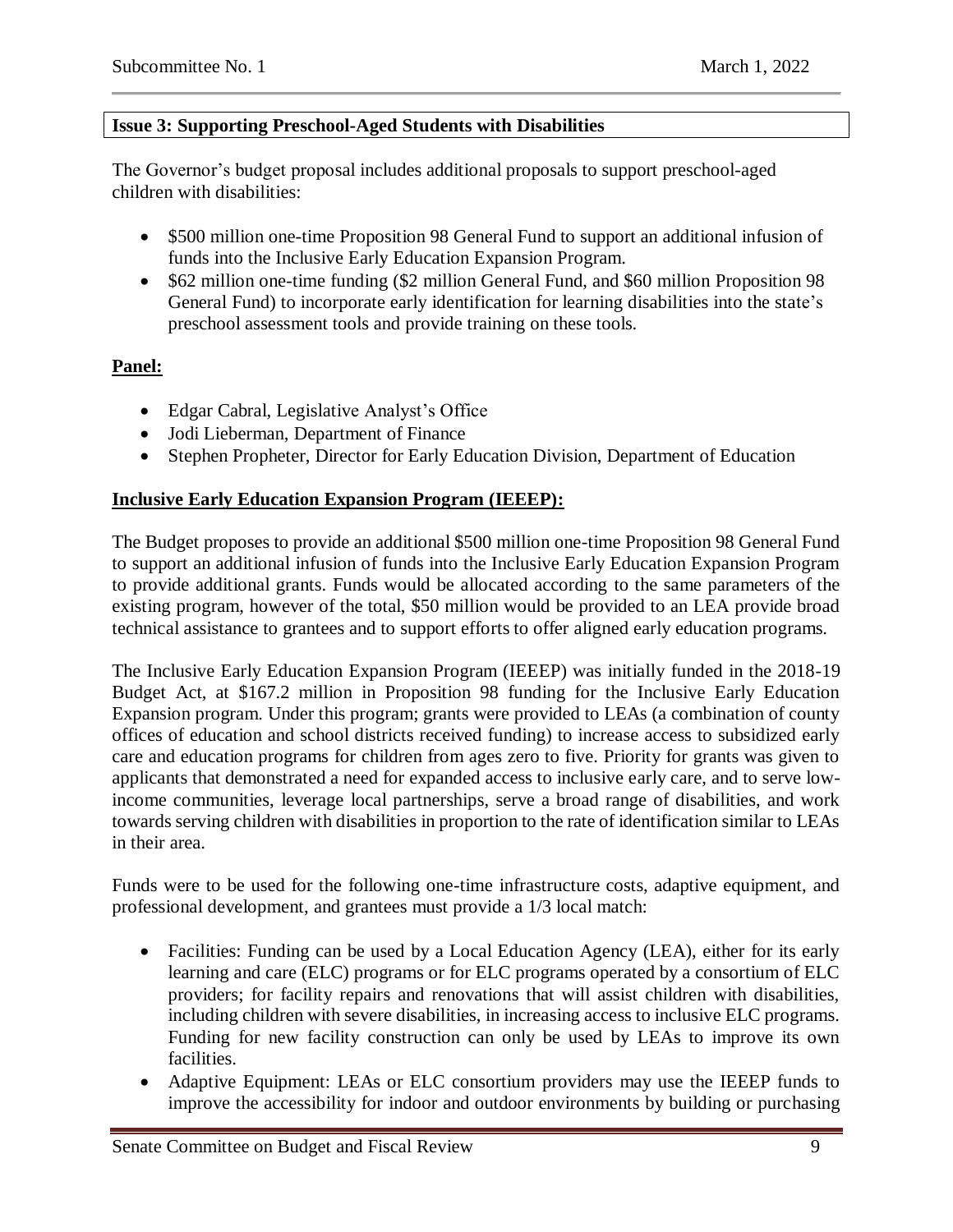**Issue 3: Supporting Preschool-Aged Students with Disabilities**

The Governor's budget proposal includes additional proposals to support preschool-aged children with disabilities:

- $500 million one-time Proposition 98 General Fund to support an additional infusion of funds into the Inclusive Early Education Expansion Program.
- $62 million one-time funding ($2 million General Fund, and $60 million Proposition 98 General Fund) to incorporate early identification for learning disabilities into the state's preschool assessment tools and provide training on these tools.

**Panel:**

- Edgar Cabral, Legislative Analyst's Office
- Jodi Lieberman, Department of Finance
- Stephen Propheter, Director for Early Education Division, Department of Education

**Inclusive Early Education Expansion Program (IEEEP):**

The Budget proposes to provide an additional $500 million one-time Proposition 98 General Fund to support an additional infusion of funds into the Inclusive Early Education Expansion Program to provide additional grants. Funds would be allocated according to the same parameters of the existing program, however of the total, $50 million would be provided to an LEA provide broad technical assistance to grantees and to support efforts to offer aligned early education programs.

The Inclusive Early Education Expansion Program (IEEEP) was initially funded in the 2018-19 Budget Act, at $167.2 million in Proposition 98 funding for the Inclusive Early Education Expansion program. Under this program; grants were provided to LEAs (a combination of county offices of education and school districts received funding) to increase access to subsidized early care and education programs for children from ages zero to five. Priority for grants was given to applicants that demonstrated a need for expanded access to inclusive early care, and to serve low-income communities, leverage local partnerships, serve a broad range of disabilities, and work towards serving children with disabilities in proportion to the rate of identification similar to LEAs in their area.

Funds were to be used for the following one-time infrastructure costs, adaptive equipment, and professional development, and grantees must provide a 1/3 local match:

- Facilities: Funding can be used by a Local Education Agency (LEA), either for its early learning and care (ELC) programs or for ELC programs operated by a consortium of ELC providers; for facility repairs and renovations that will assist children with disabilities, including children with severe disabilities, in increasing access to inclusive ELC programs. Funding for new facility construction can only be used by LEAs to improve its own facilities.
- Adaptive Equipment: LEAs or ELC consortium providers may use the IEEEP funds to improve the accessibility for indoor and outdoor environments by building or purchasing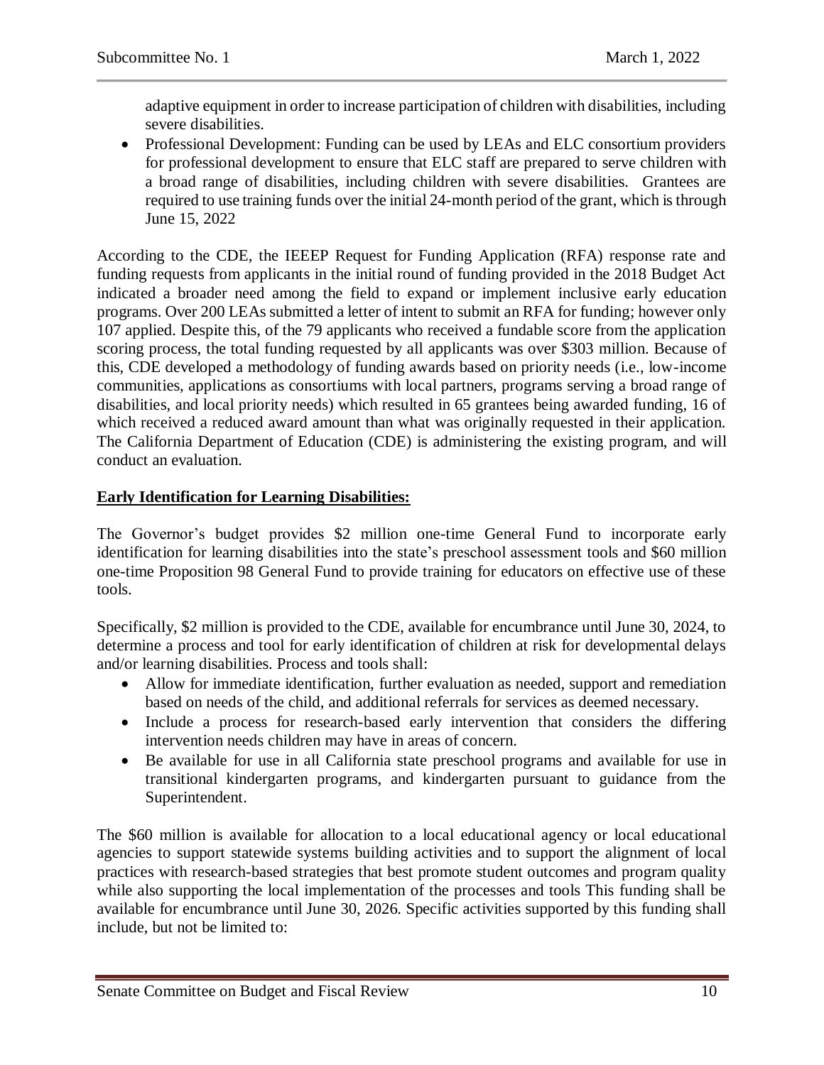adaptive equipment in order to increase participation of children with disabilities, including severe disabilities.

- Professional Development: Funding can be used by LEAs and ELC consortium providers for professional development to ensure that ELC staff are prepared to serve children with a broad range of disabilities, including children with severe disabilities. Grantees are required to use training funds over the initial 24-month period of the grant, which is through June 15, 2022

According to the CDE, the IEEEP Request for Funding Application (RFA) response rate and funding requests from applicants in the initial round of funding provided in the 2018 Budget Act indicated a broader need among the field to expand or implement inclusive early education programs. Over 200 LEAs submitted a letter of intent to submit an RFA for funding; however only 107 applied. Despite this, of the 79 applicants who received a fundable score from the application scoring process, the total funding requested by all applicants was over $303 million. Because of this, CDE developed a methodology of funding awards based on priority needs (i.e., low-income communities, applications as consortiums with local partners, programs serving a broad range of disabilities, and local priority needs) which resulted in 65 grantees being awarded funding, 16 of which received a reduced award amount than what was originally requested in their application. The California Department of Education (CDE) is administering the existing program, and will conduct an evaluation.

**Early Identification for Learning Disabilities:**

The Governor's budget provides $2 million one-time General Fund to incorporate early identification for learning disabilities into the state's preschool assessment tools and $60 million one-time Proposition 98 General Fund to provide training for educators on effective use of these tools.

Specifically, $2 million is provided to the CDE, available for encumbrance until June 30, 2024, to determine a process and tool for early identification of children at risk for developmental delays and/or learning disabilities. Process and tools shall:

- Allow for immediate identification, further evaluation as needed, support and remediation based on needs of the child, and additional referrals for services as deemed necessary.
- Include a process for research-based early intervention that considers the differing intervention needs children may have in areas of concern.
- Be available for use in all California state preschool programs and available for use in transitional kindergarten programs, and kindergarten pursuant to guidance from the Superintendent.

The $60 million is available for allocation to a local educational agency or local educational agencies to support statewide systems building activities and to support the alignment of local practices with research-based strategies that best promote student outcomes and program quality while also supporting the local implementation of the processes and tools This funding shall be available for encumbrance until June 30, 2026. Specific activities supported by this funding shall include, but not be limited to: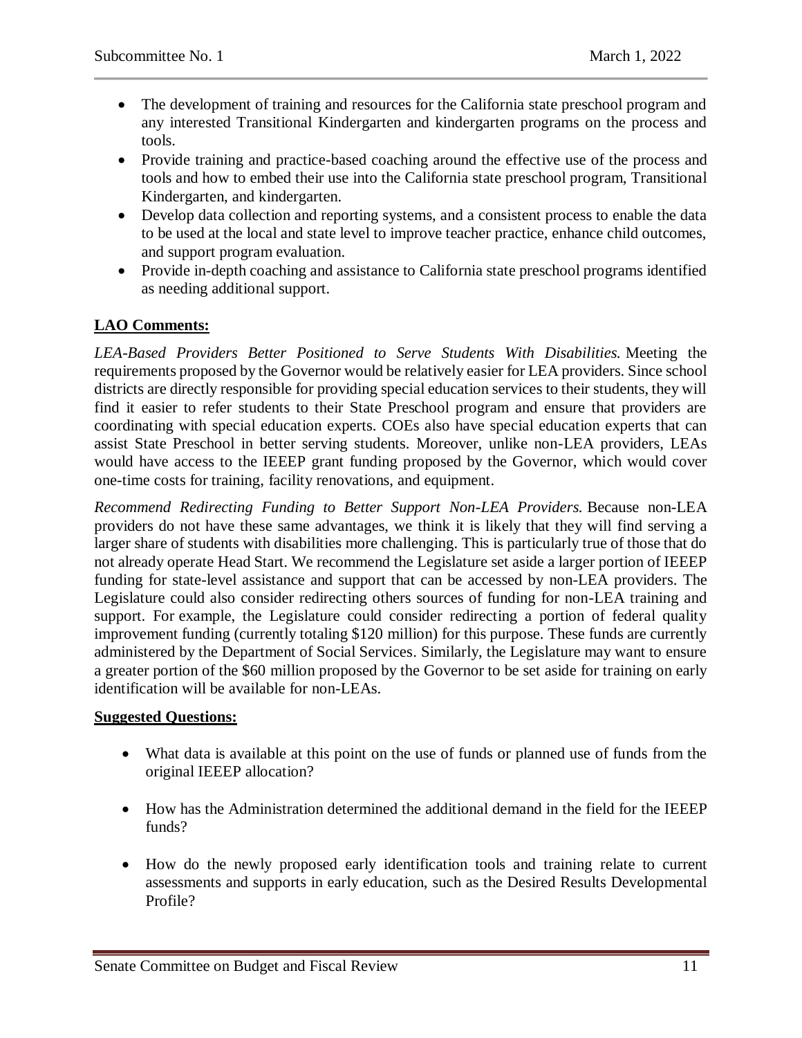- The development of training and resources for the California state preschool program and any interested Transitional Kindergarten and kindergarten programs on the process and tools.
- Provide training and practice-based coaching around the effective use of the process and tools and how to embed their use into the California state preschool program, Transitional Kindergarten, and kindergarten.
- Develop data collection and reporting systems, and a consistent process to enable the data to be used at the local and state level to improve teacher practice, enhance child outcomes, and support program evaluation.
- Provide in-depth coaching and assistance to California state preschool programs identified as needing additional support.

**LAO Comments:**

*LEA-Based Providers Better Positioned to Serve Students With Disabilities.* Meeting the requirements proposed by the Governor would be relatively easier for LEA providers. Since school districts are directly responsible for providing special education services to their students, they will find it easier to refer students to their State Preschool program and ensure that providers are coordinating with special education experts. COEs also have special education experts that can assist State Preschool in better serving students. Moreover, unlike non-LEA providers, LEAs would have access to the IEEEP grant funding proposed by the Governor, which would cover one-time costs for training, facility renovations, and equipment.

*Recommend Redirecting Funding to Better Support Non-LEA Providers.* Because non-LEA providers do not have these same advantages, we think it is likely that they will find serving a larger share of students with disabilities more challenging. This is particularly true of those that do not already operate Head Start. We recommend the Legislature set aside a larger portion of IEEEP funding for state-level assistance and support that can be accessed by non-LEA providers. The Legislature could also consider redirecting others sources of funding for non-LEA training and support. For example, the Legislature could consider redirecting a portion of federal quality improvement funding (currently totaling $120 million) for this purpose. These funds are currently administered by the Department of Social Services. Similarly, the Legislature may want to ensure a greater portion of the $60 million proposed by the Governor to be set aside for training on early identification will be available for non-LEAs.

**Suggested Questions:**

- What data is available at this point on the use of funds or planned use of funds from the original IEEEP allocation?

- How has the Administration determined the additional demand in the field for the IEEEP funds?

- How do the newly proposed early identification tools and training relate to current assessments and supports in early education, such as the Desired Results Developmental Profile?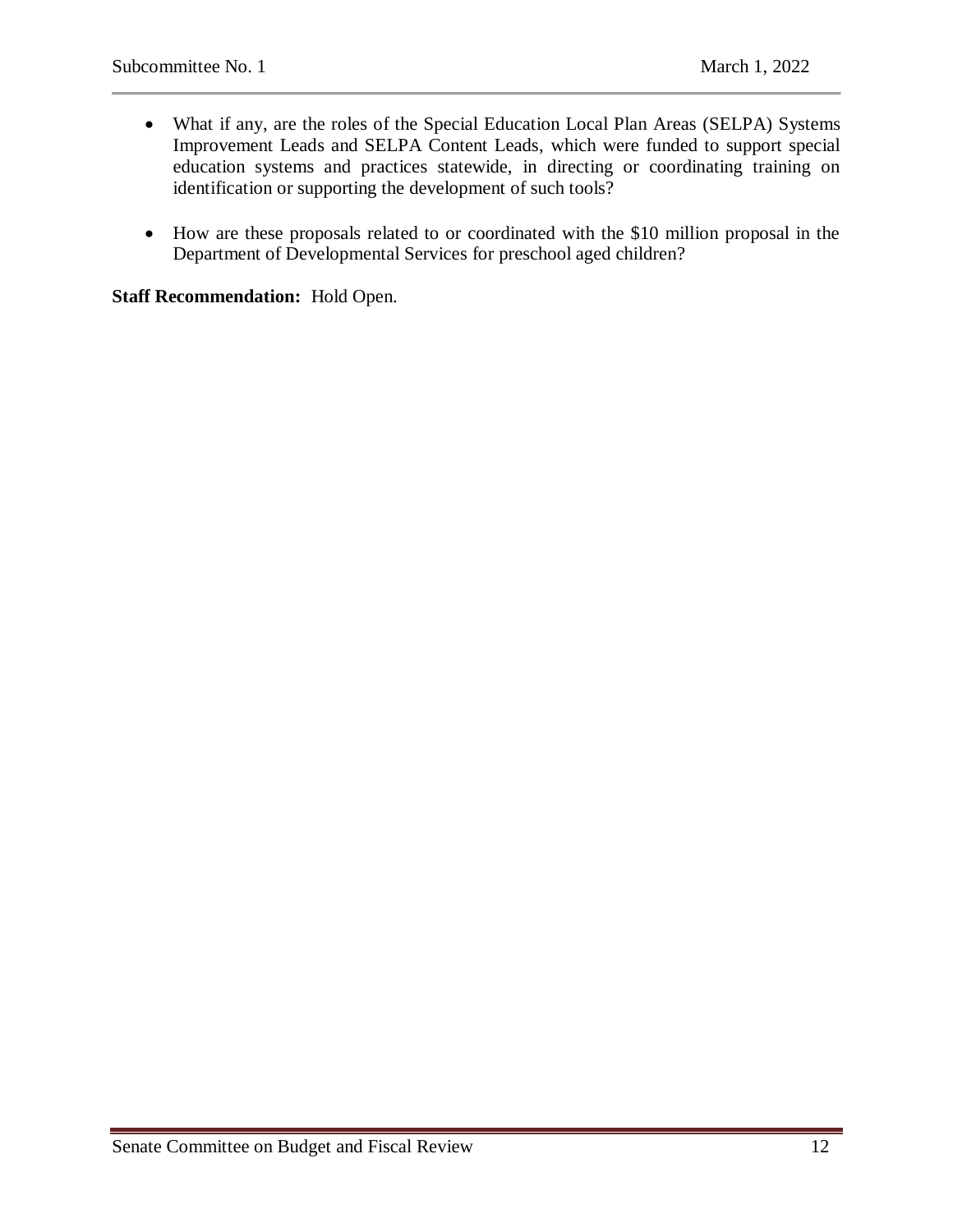- What if any, are the roles of the Special Education Local Plan Areas (SELPA) Systems Improvement Leads and SELPA Content Leads, which were funded to support special education systems and practices statewide, in directing or coordinating training on identification or supporting the development of such tools?

- How are these proposals related to or coordinated with the $10 million proposal in the Department of Developmental Services for preschool aged children?

**Staff Recommendation:** Hold Open.